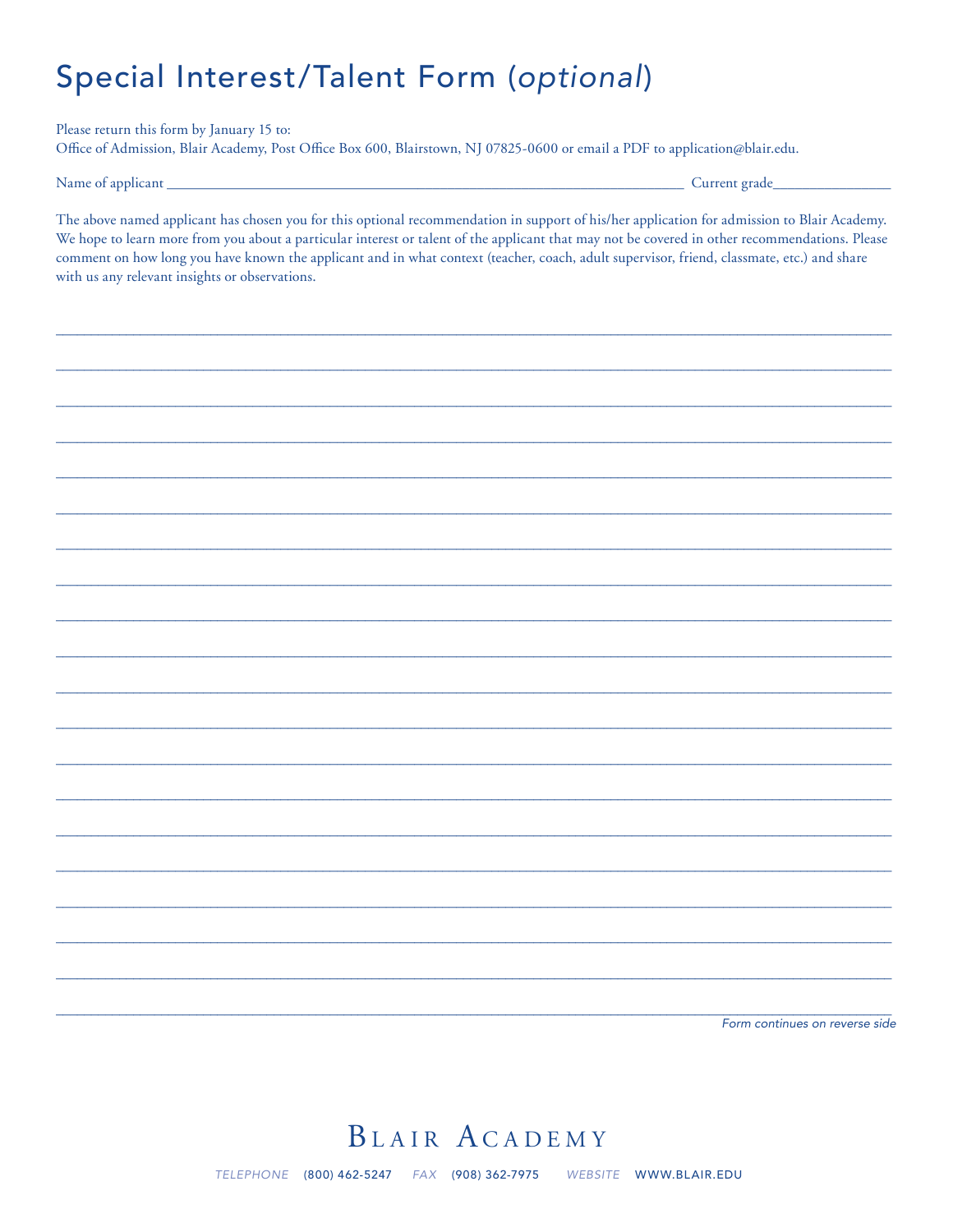# Special Interest/Talent Form (*optional*)

Please return this form by January 15 to:
Office of Admission, Blair Academy, Post Office Box 600, Blairstown, NJ 07825-0600 or email a PDF to application@blair.edu.

Name of applicant ______________________________________________ Current grade______________

The above named applicant has chosen you for this optional recommendation in support of his/her application for admission to Blair Academy. We hope to learn more from you about a particular interest or talent of the applicant that may not be covered in other recommendations. Please comment on how long you have known the applicant and in what context (teacher, coach, adult supervisor, friend, classmate, etc.) and share with us any relevant insights or observations.

_______________________________________________________________________________

_______________________________________________________________________________

_______________________________________________________________________________

_______________________________________________________________________________

_______________________________________________________________________________

_______________________________________________________________________________

_______________________________________________________________________________

_______________________________________________________________________________

_______________________________________________________________________________

_______________________________________________________________________________

_______________________________________________________________________________

_______________________________________________________________________________

_______________________________________________________________________________

_______________________________________________________________________________

_______________________________________________________________________________

_______________________________________________________________________________

_______________________________________________________________________________

_______________________________________________________________________________

_______________________________________________________________________________

_______________________________________________________________________________

*Form continues on reverse side*

BLAIR ACADEMY

*TELEPHONE* (800) 462-5247 *FAX* (908) 362-7975 *WEBSITE* WWW.BLAIR.EDU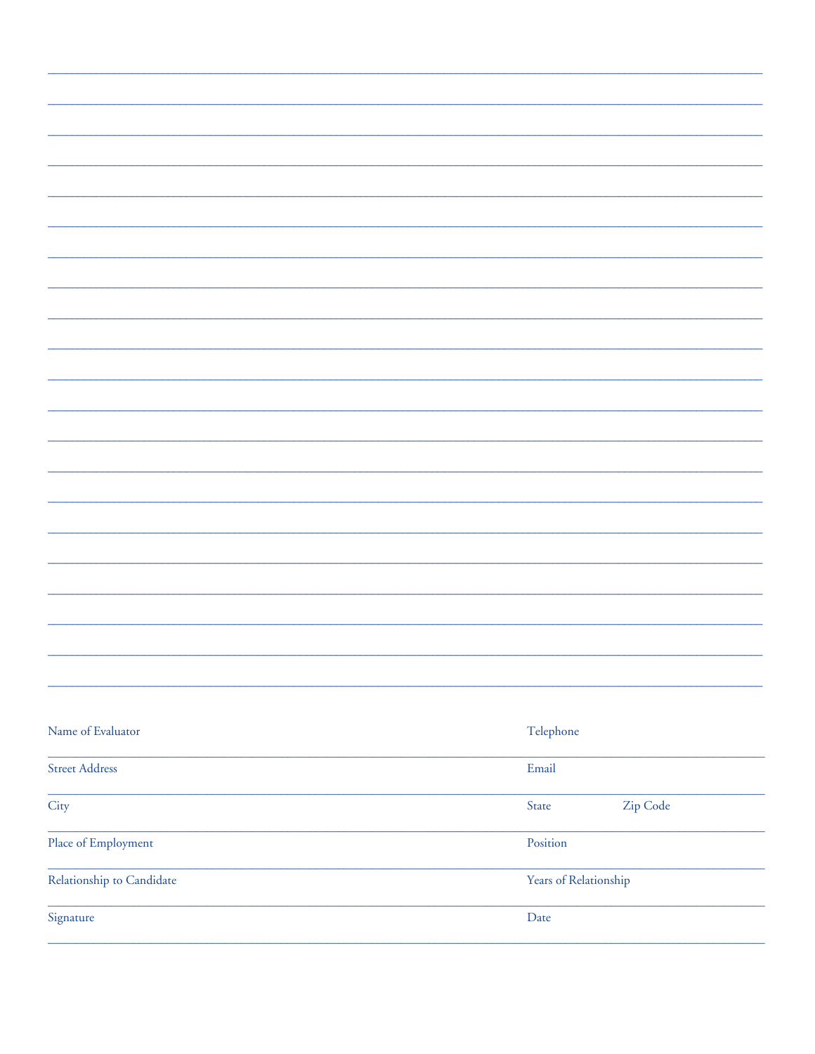Name of Evaluator

Telephone

Street Address

Email

City

State

Zip Code

Place of Employment

Position

Relationship to Candidate

Years of Relationship

Signature

Date